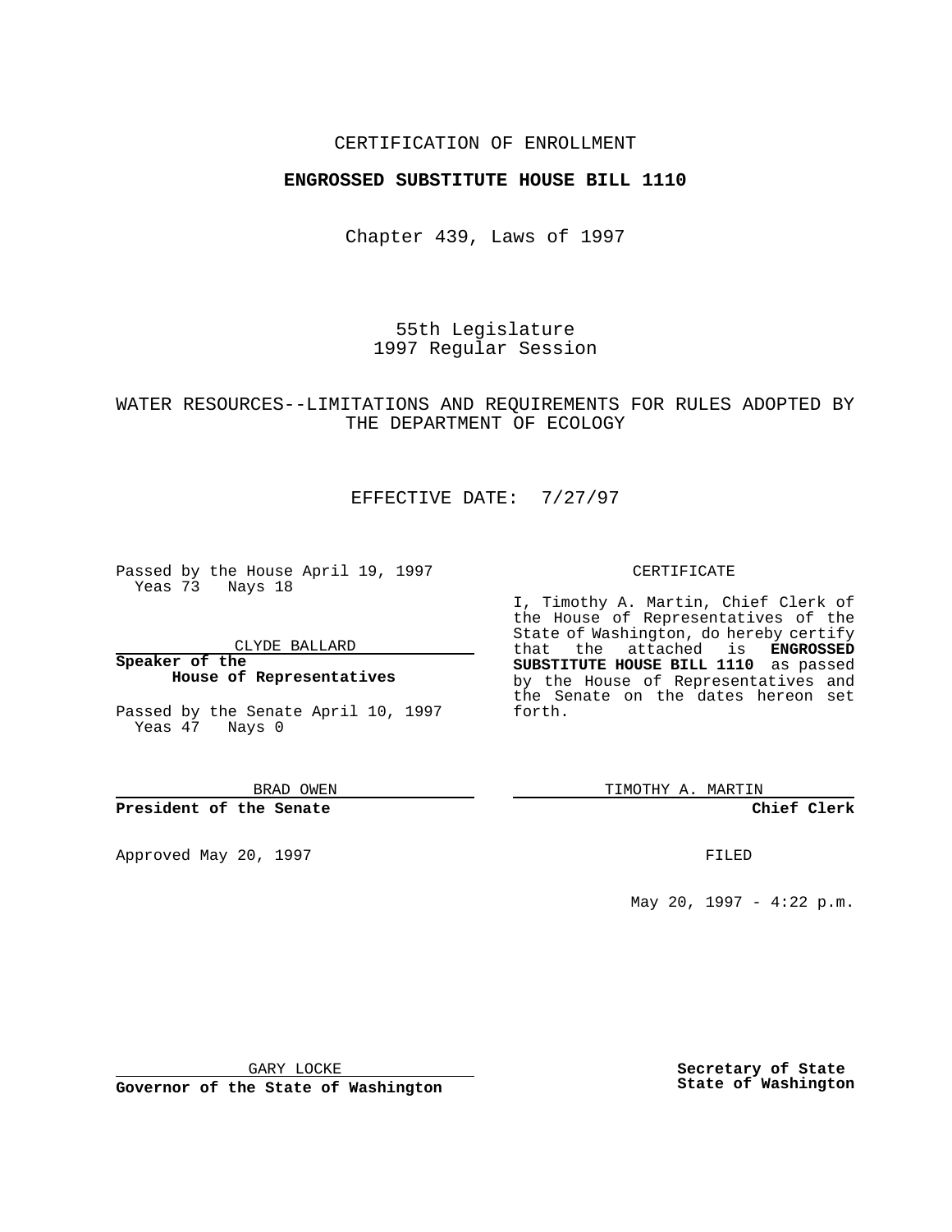CERTIFICATION OF ENROLLMENT

**ENGROSSED SUBSTITUTE HOUSE BILL 1110**

Chapter 439, Laws of 1997

55th Legislature
1997 Regular Session

WATER RESOURCES--LIMITATIONS AND REQUIREMENTS FOR RULES ADOPTED BY THE DEPARTMENT OF ECOLOGY

EFFECTIVE DATE: 7/27/97

Passed by the House April 19, 1997
Yeas 73 Nays 18

CLYDE BALLARD

**Speaker of the House of Representatives**

Passed by the Senate April 10, 1997
Yeas 47 Nays 0

BRAD OWEN

**President of the Senate**

Approved May 20, 1997

GARY LOCKE

**Governor of the State of Washington**

CERTIFICATE

I, Timothy A. Martin, Chief Clerk of the House of Representatives of the State of Washington, do hereby certify that the attached is **ENGROSSED SUBSTITUTE HOUSE BILL 1110** as passed by the House of Representatives and the Senate on the dates hereon set forth.

TIMOTHY A. MARTIN

**Chief Clerk**

FILED

May 20, 1997 - 4:22 p.m.

**Secretary of State State of Washington**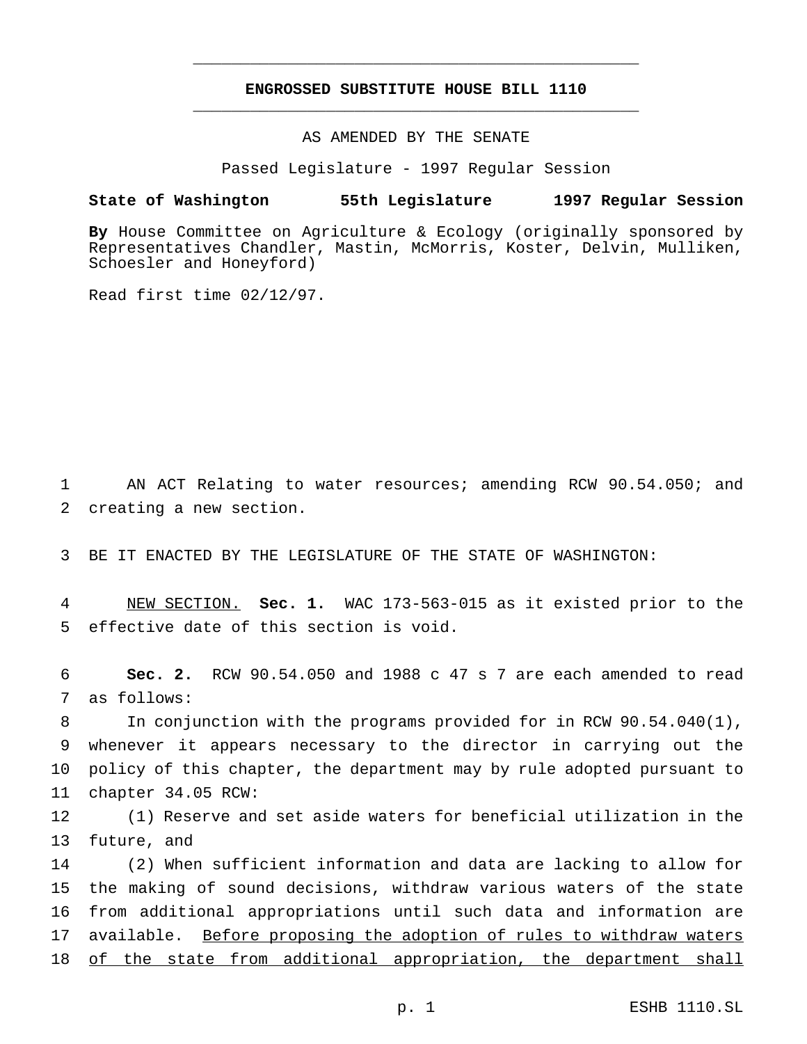# ENGROSSED SUBSTITUTE HOUSE BILL 1110

AS AMENDED BY THE SENATE

Passed Legislature - 1997 Regular Session

**State of Washington 55th Legislature 1997 Regular Session**

**By** House Committee on Agriculture & Ecology (originally sponsored by Representatives Chandler, Mastin, McMorris, Koster, Delvin, Mulliken, Schoesler and Honeyford)

Read first time 02/12/97.

AN ACT Relating to water resources; amending RCW 90.54.050; and creating a new section.

BE IT ENACTED BY THE LEGISLATURE OF THE STATE OF WASHINGTON:

<u>NEW SECTION.</u> **Sec. 1.** WAC 173-563-015 as it existed prior to the effective date of this section is void.

**Sec. 2.** RCW 90.54.050 and 1988 c 47 s 7 are each amended to read as follows:

In conjunction with the programs provided for in RCW 90.54.040(1), whenever it appears necessary to the director in carrying out the policy of this chapter, the department may by rule adopted pursuant to chapter 34.05 RCW:

(1) Reserve and set aside waters for beneficial utilization in the future, and

(2) When sufficient information and data are lacking to allow for the making of sound decisions, withdraw various waters of the state from additional appropriations until such data and information are available. <u>Before proposing the adoption of rules to withdraw waters of the state from additional appropriation, the department shall</u>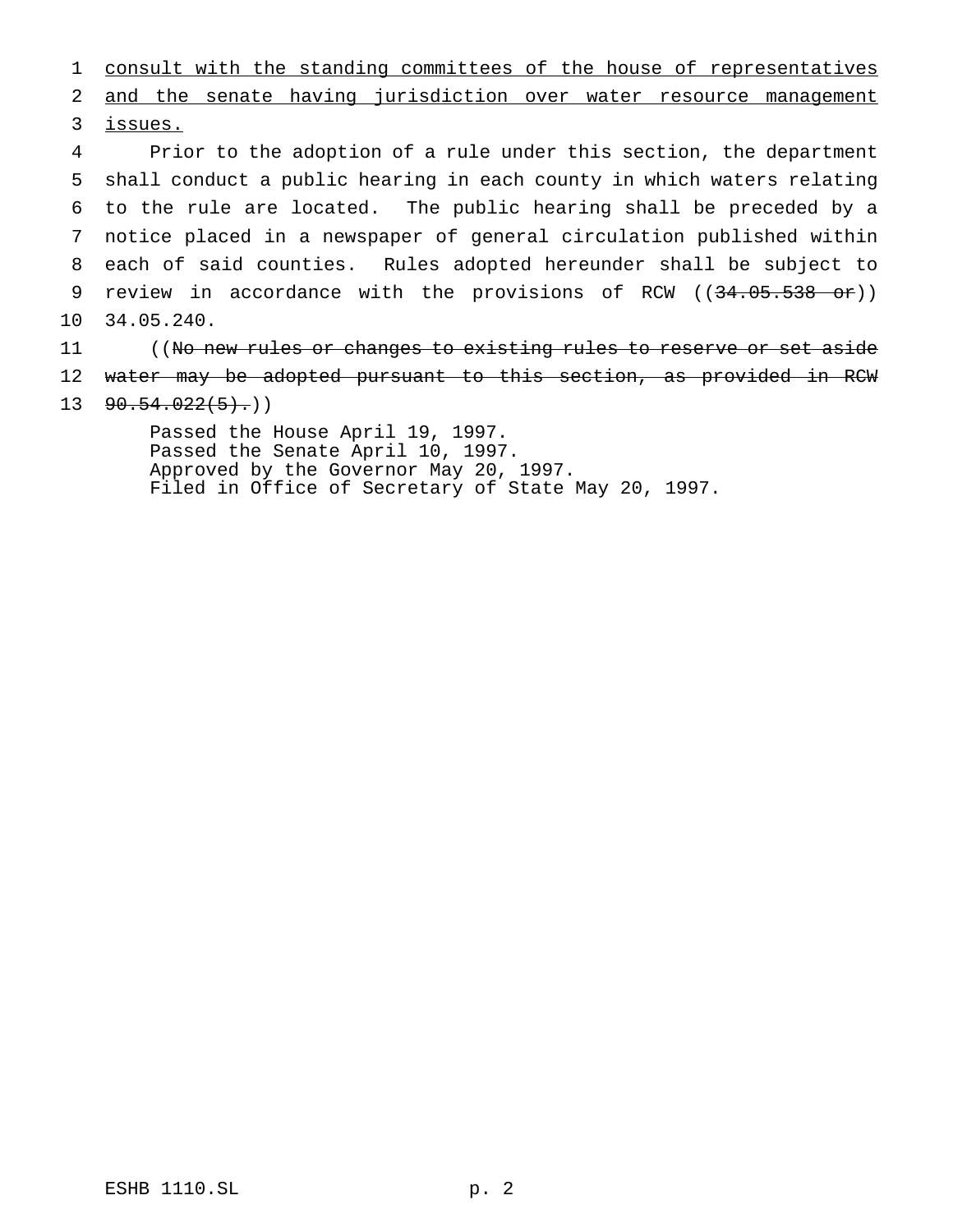<u>consult with the standing committees of the house of representatives and the senate having jurisdiction over water resource management issues.</u>

Prior to the adoption of a rule under this section, the department shall conduct a public hearing in each county in which waters relating to the rule are located. The public hearing shall be preceded by a notice placed in a newspaper of general circulation published within each of said counties. Rules adopted hereunder shall be subject to review in accordance with the provisions of RCW ((~~34.05.538 or~~)) 34.05.240.

((~~No new rules or changes to existing rules to reserve or set aside water may be adopted pursuant to this section, as provided in RCW 90.54.022(5).~~))

Passed the House April 19, 1997.
Passed the Senate April 10, 1997.
Approved by the Governor May 20, 1997.
Filed in Office of Secretary of State May 20, 1997.